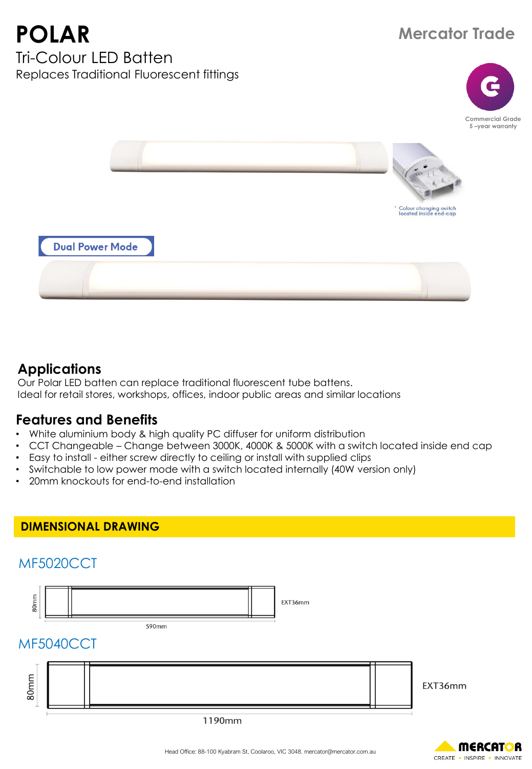# POLAR

Mercator Trade

## Tri-Colour LED Batten

Replaces Traditional Fluorescent fittings

Commercial Grade
5 –year warranty

* Colour changing switch located inside end-cap

Dual Power Mode

## Applications

Our Polar LED batten can replace traditional fluorescent tube battens.
Ideal for retail stores, workshops, offices, indoor public areas and similar locations

## Features and Benefits

- White aluminium body & high quality PC diffuser for uniform distribution
- CCT Changeable – Change between 3000K, 4000K & 5000K with a switch located inside end cap
- Easy to install - either screw directly to ceiling or install with supplied clips
- Switchable to low power mode with a switch located internally (40W version only)
- 20mm knockouts for end-to-end installation

## DIMENSIONAL DRAWING

### MF5020CCT

80mm

590mm

EXT36mm

### MF5040CCT

80mm

1190mm

EXT36mm

Head Office: 88-100 Kyabram St, Coolaroo, VIC 3048. mercator@mercator.com.au

MERCATOR
CREATE • INSPIRE • INNOVATE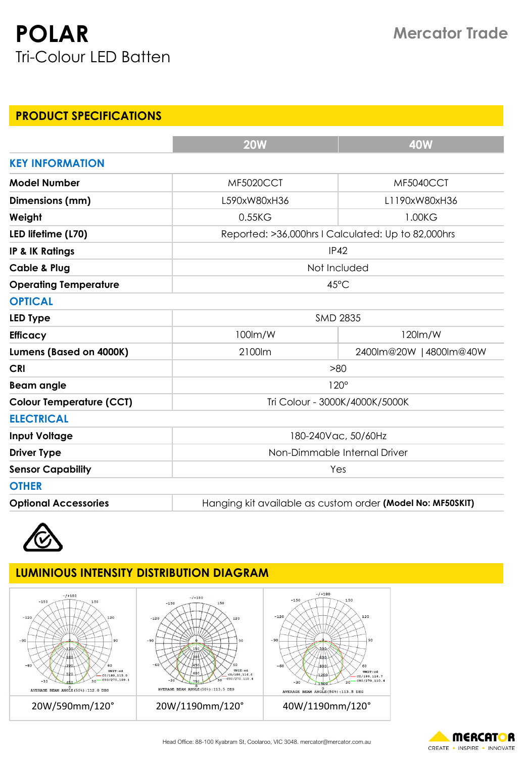# POLAR

Tri-Colour LED Batten

Mercator Trade

## PRODUCT SPECIFICATIONS

| | 20W | 40W |
|---|---|---|
| **KEY INFORMATION** | | |
| **Model Number** | MF5020CCT | MF5040CCT |
| **Dimensions (mm)** | L590xW80xH36 | L1190xW80xH36 |
| **Weight** | 0.55KG | 1.00KG |
| **LED lifetime (L70)** | Reported: >36,000hrs I Calculated: Up to 82,000hrs | |
| **IP & IK Ratings** | IP42 | |
| **Cable & Plug** | Not Included | |
| **Operating Temperature** | 45°C | |
| **OPTICAL** | | |
| **LED Type** | SMD 2835 | |
| **Efficacy** | 100lm/W | 120lm/W |
| **Lumens (Based on 4000K)** | 2100lm | 2400lm@20W \| 4800lm@40W |
| **CRI** | >80 | |
| **Beam angle** | 120° | |
| **Colour Temperature (CCT)** | Tri Colour - 3000K/4000K/5000K | |
| **ELECTRICAL** | | |
| **Input Voltage** | 180-240Vac, 50/60Hz | |
| **Driver Type** | Non-Dimmable Internal Driver | |
| **Sensor Capability** | Yes | |
| **OTHER** | | |
| **Optional Accessories** | Hanging kit available as custom order **(Model No: MF50SKIT)** | |

## LUMINIOUS INTENSITY DISTRIBUTION DIAGRAM

AVERAGE BEAM ANGLE(50%):112.0 DEG

20W/590mm/120°

AVERAGE BEAM ANGLE(50%):113.5 DEG

20W/1190mm/120°

AVERAGE BEAM ANGLE(50%):113.5 DEG

40W/1190mm/120°

Head Office: 88-100 Kyabram St, Coolaroo, VIC 3048. mercator@mercator.com.au

MERCATOR
CREATE • INSPIRE • INNOVATE